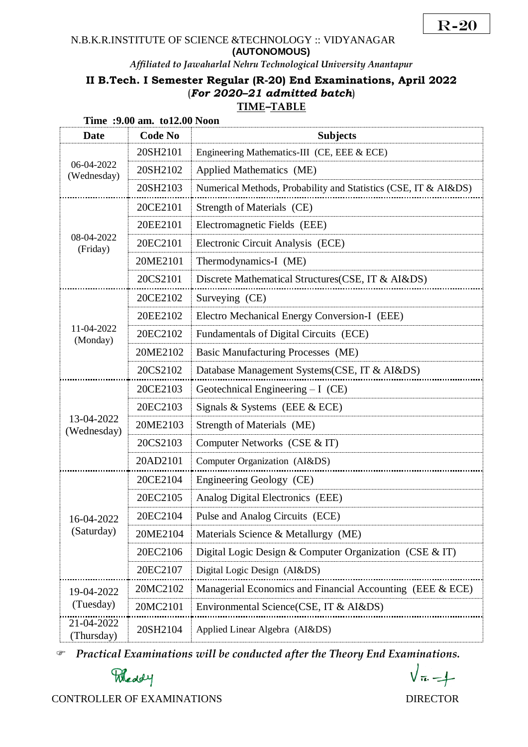R-20

N.B.K.R.INSTITUTE OF SCIENCE &TECHNOLOGY :: VIDYANAGAR
**(AUTONOMOUS)**
*Affiliated to Jawaharlal Nehru Technological University Anantapur*

## II B.Tech. I Semester Regular (R-20) End Examinations, April 2022
(***For 2020–21 admitted batch***)

**TIME–TABLE**

**Time :9.00 am. to12.00 Noon**

| Date | Code No | Subjects |
|---|---|---|
| 06-04-2022 (Wednesday) | 20SH2101 | Engineering Mathematics-III (CE, EEE & ECE) |
| | 20SH2102 | Applied Mathematics (ME) |
| | 20SH2103 | Numerical Methods, Probability and Statistics (CSE, IT & AI&DS) |
| 08-04-2022 (Friday) | 20CE2101 | Strength of Materials (CE) |
| | 20EE2101 | Electromagnetic Fields (EEE) |
| | 20EC2101 | Electronic Circuit Analysis (ECE) |
| | 20ME2101 | Thermodynamics-I (ME) |
| | 20CS2101 | Discrete Mathematical Structures(CSE, IT & AI&DS) |
| 11-04-2022 (Monday) | 20CE2102 | Surveying (CE) |
| | 20EE2102 | Electro Mechanical Energy Conversion-I (EEE) |
| | 20EC2102 | Fundamentals of Digital Circuits (ECE) |
| | 20ME2102 | Basic Manufacturing Processes (ME) |
| | 20CS2102 | Database Management Systems(CSE, IT & AI&DS) |
| 13-04-2022 (Wednesday) | 20CE2103 | Geotechnical Engineering – I (CE) |
| | 20EC2103 | Signals & Systems (EEE & ECE) |
| | 20ME2103 | Strength of Materials (ME) |
| | 20CS2103 | Computer Networks (CSE & IT) |
| | 20AD2101 | Computer Organization (AI&DS) |
| 16-04-2022 (Saturday) | 20CE2104 | Engineering Geology (CE) |
| | 20EC2105 | Analog Digital Electronics (EEE) |
| | 20EC2104 | Pulse and Analog Circuits (ECE) |
| | 20ME2104 | Materials Science & Metallurgy (ME) |
| | 20EC2106 | Digital Logic Design & Computer Organization (CSE & IT) |
| | 20EC2107 | Digital Logic Design (AI&DS) |
| 19-04-2022 (Tuesday) | 20MC2102 | Managerial Economics and Financial Accounting (EEE & ECE) |
| | 20MC2101 | Environmental Science(CSE, IT & AI&DS) |
| 21-04-2022 (Thursday) | 20SH2104 | Applied Linear Algebra (AI&DS) |

☞ ***Practical Examinations will be conducted after the Theory End Examinations.***

CONTROLLER OF EXAMINATIONS DIRECTOR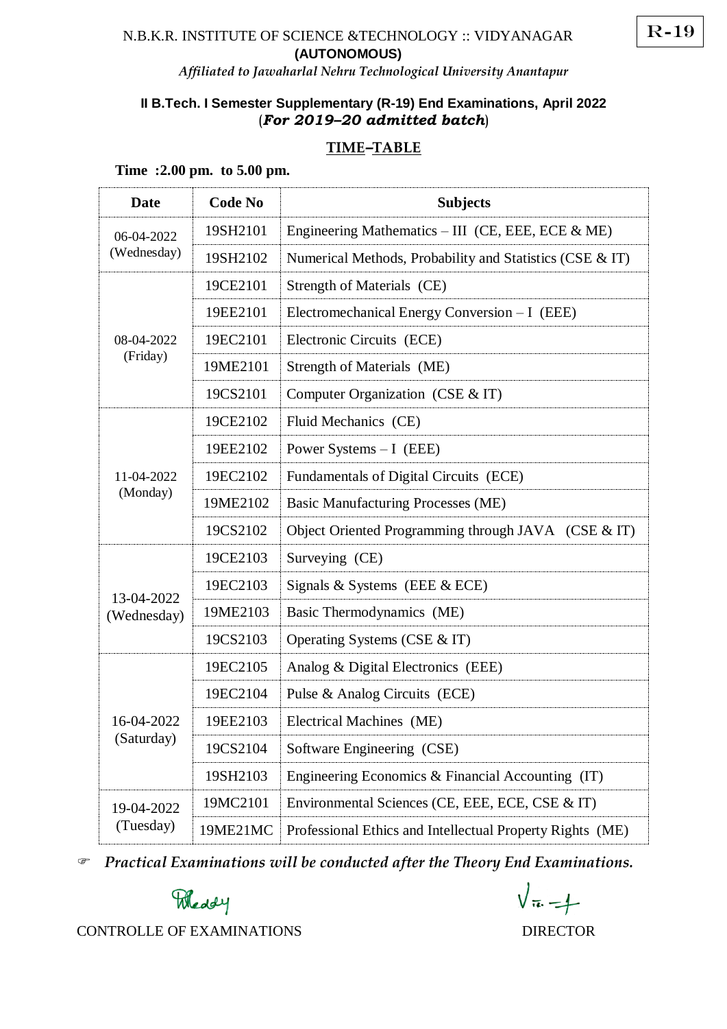R-19

N.B.K.R. INSTITUTE OF SCIENCE &TECHNOLOGY :: VIDYANAGAR
**(AUTONOMOUS)**
*Affiliated to Jawaharlal Nehru Technological University Anantapur*

**II B.Tech. I Semester Supplementary (R-19) End Examinations, April 2022**
(***For 2019–20 admitted batch***)

**TIME–TABLE**

**Time :2.00 pm. to 5.00 pm.**

| Date | Code No | Subjects |
|---|---|---|
| 06-04-2022 (Wednesday) | 19SH2101 | Engineering Mathematics – III (CE, EEE, ECE & ME) |
| | 19SH2102 | Numerical Methods, Probability and Statistics (CSE & IT) |
| 08-04-2022 (Friday) | 19CE2101 | Strength of Materials (CE) |
| | 19EE2101 | Electromechanical Energy Conversion – I (EEE) |
| | 19EC2101 | Electronic Circuits (ECE) |
| | 19ME2101 | Strength of Materials (ME) |
| | 19CS2101 | Computer Organization (CSE & IT) |
| 11-04-2022 (Monday) | 19CE2102 | Fluid Mechanics (CE) |
| | 19EE2102 | Power Systems – I (EEE) |
| | 19EC2102 | Fundamentals of Digital Circuits (ECE) |
| | 19ME2102 | Basic Manufacturing Processes (ME) |
| | 19CS2102 | Object Oriented Programming through JAVA (CSE & IT) |
| 13-04-2022 (Wednesday) | 19CE2103 | Surveying (CE) |
| | 19EC2103 | Signals & Systems (EEE & ECE) |
| | 19ME2103 | Basic Thermodynamics (ME) |
| | 19CS2103 | Operating Systems (CSE & IT) |
| 16-04-2022 (Saturday) | 19EC2105 | Analog & Digital Electronics (EEE) |
| | 19EC2104 | Pulse & Analog Circuits (ECE) |
| | 19EE2103 | Electrical Machines (ME) |
| | 19CS2104 | Software Engineering (CSE) |
| | 19SH2103 | Engineering Economics & Financial Accounting (IT) |
| 19-04-2022 (Tuesday) | 19MC2101 | Environmental Sciences (CE, EEE, ECE, CSE & IT) |
| | 19ME21MC | Professional Ethics and Intellectual Property Rights (ME) |

☞ ***Practical Examinations will be conducted after the Theory End Examinations.***

CONTROLLE OF EXAMINATIONS          DIRECTOR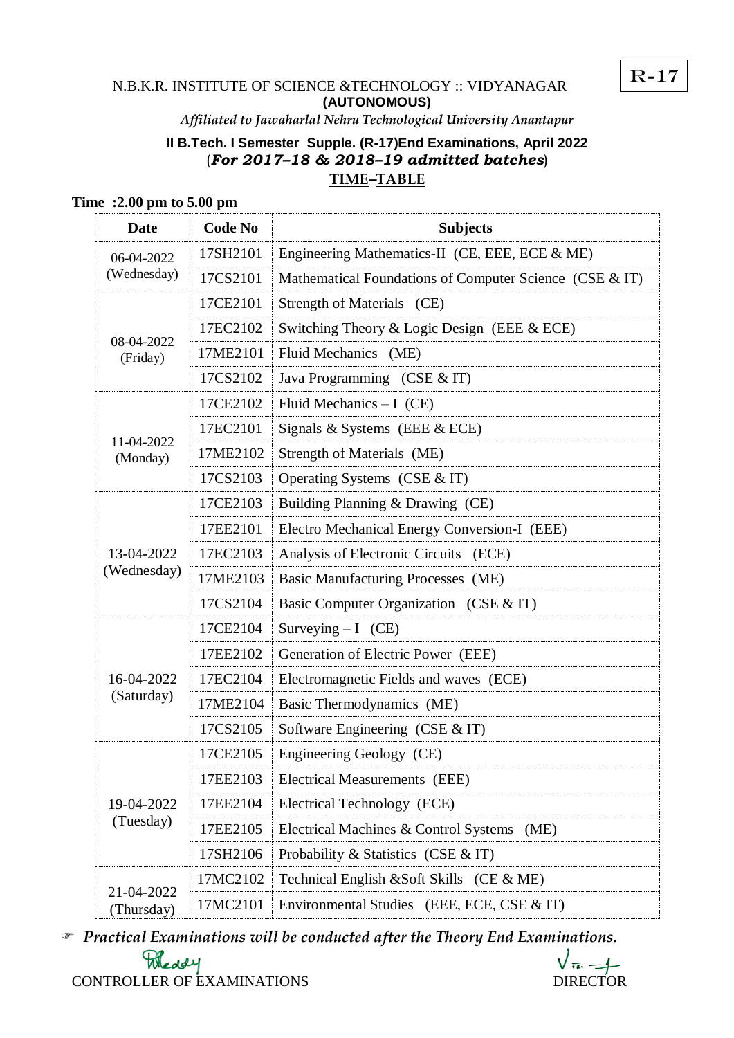**R-17**

N.B.K.R. INSTITUTE OF SCIENCE &TECHNOLOGY :: VIDYANAGAR

**(AUTONOMOUS)**

*Affiliated to Jawaharlal Nehru Technological University Anantapur*

**II B.Tech. I Semester Supple. (R-17)End Examinations, April 2022**

(***For 2017–18 & 2018–19 admitted batches***)

**TIME–TABLE**

**Time :2.00 pm to 5.00 pm**

| Date | Code No | Subjects |
|---|---|---|
| 06-04-2022 (Wednesday) | 17SH2101 | Engineering Mathematics-II (CE, EEE, ECE & ME) |
| | 17CS2101 | Mathematical Foundations of Computer Science (CSE & IT) |
| 08-04-2022 (Friday) | 17CE2101 | Strength of Materials (CE) |
| | 17EC2102 | Switching Theory & Logic Design (EEE & ECE) |
| | 17ME2101 | Fluid Mechanics (ME) |
| | 17CS2102 | Java Programming (CSE & IT) |
| 11-04-2022 (Monday) | 17CE2102 | Fluid Mechanics – I (CE) |
| | 17EC2101 | Signals & Systems (EEE & ECE) |
| | 17ME2102 | Strength of Materials (ME) |
| | 17CS2103 | Operating Systems (CSE & IT) |
| 13-04-2022 (Wednesday) | 17CE2103 | Building Planning & Drawing (CE) |
| | 17EE2101 | Electro Mechanical Energy Conversion-I (EEE) |
| | 17EC2103 | Analysis of Electronic Circuits (ECE) |
| | 17ME2103 | Basic Manufacturing Processes (ME) |
| | 17CS2104 | Basic Computer Organization (CSE & IT) |
| 16-04-2022 (Saturday) | 17CE2104 | Surveying – I (CE) |
| | 17EE2102 | Generation of Electric Power (EEE) |
| | 17EC2104 | Electromagnetic Fields and waves (ECE) |
| | 17ME2104 | Basic Thermodynamics (ME) |
| | 17CS2105 | Software Engineering (CSE & IT) |
| 19-04-2022 (Tuesday) | 17CE2105 | Engineering Geology (CE) |
| | 17EE2103 | Electrical Measurements (EEE) |
| | 17EE2104 | Electrical Technology (ECE) |
| | 17EE2105 | Electrical Machines & Control Systems (ME) |
| | 17SH2106 | Probability & Statistics (CSE & IT) |
| 21-04-2022 (Thursday) | 17MC2102 | Technical English &Soft Skills (CE & ME) |
| | 17MC2101 | Environmental Studies (EEE, ECE, CSE & IT) |

☞ *Practical Examinations will be conducted after the Theory End Examinations.*

CONTROLLER OF EXAMINATIONS DIRECTOR